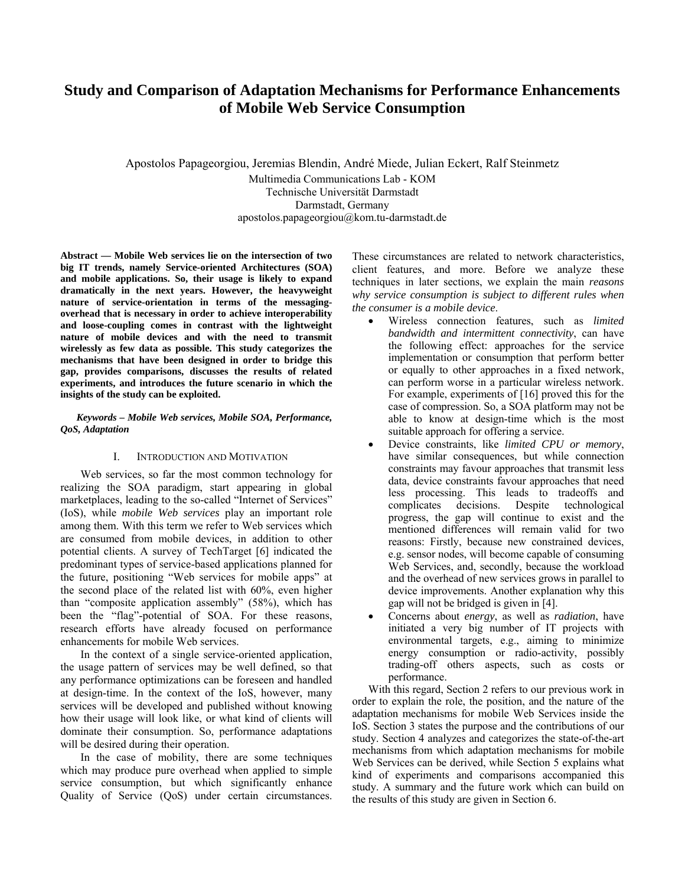# Study and Comparison of Adaptation Mechanisms for Performance Enhancements of Mobile Web Service Consumption

Apostolos Papageorgiou, Jeremias Blendin, André Miede, Julian Eckert, Ralf Steinmetz

Multimedia Communications Lab - KOM
Technische Universität Darmstadt
Darmstadt, Germany
apostolos.papageorgiou@kom.tu-darmstadt.de

**Abstract — Mobile Web services lie on the intersection of two big IT trends, namely Service-oriented Architectures (SOA) and mobile applications. So, their usage is likely to expand dramatically in the next years. However, the heavyweight nature of service-orientation in terms of the messaging-overhead that is necessary in order to achieve interoperability and loose-coupling comes in contrast with the lightweight nature of mobile devices and with the need to transmit wirelessly as few data as possible. This study categorizes the mechanisms that have been designed in order to bridge this gap, provides comparisons, discusses the results of related experiments, and introduces the future scenario in which the insights of the study can be exploited.**

***Keywords – Mobile Web services, Mobile SOA, Performance, QoS, Adaptation***

## I. Introduction and Motivation

Web services, so far the most common technology for realizing the SOA paradigm, start appearing in global marketplaces, leading to the so-called "Internet of Services" (IoS), while *mobile Web services* play an important role among them. With this term we refer to Web services which are consumed from mobile devices, in addition to other potential clients. A survey of TechTarget [6] indicated the predominant types of service-based applications planned for the future, positioning "Web services for mobile apps" at the second place of the related list with 60%, even higher than "composite application assembly" (58%), which has been the "flag"-potential of SOA. For these reasons, research efforts have already focused on performance enhancements for mobile Web services.

In the context of a single service-oriented application, the usage pattern of services may be well defined, so that any performance optimizations can be foreseen and handled at design-time. In the context of the IoS, however, many services will be developed and published without knowing how their usage will look like, or what kind of clients will dominate their consumption. So, performance adaptations will be desired during their operation.

In the case of mobility, there are some techniques which may produce pure overhead when applied to simple service consumption, but which significantly enhance Quality of Service (QoS) under certain circumstances. These circumstances are related to network characteristics, client features, and more. Before we analyze these techniques in later sections, we explain the main *reasons why service consumption is subject to different rules when the consumer is a mobile device*.

- Wireless connection features, such as *limited bandwidth and intermittent connectivity*, can have the following effect: approaches for the service implementation or consumption that perform better or equally to other approaches in a fixed network, can perform worse in a particular wireless network. For example, experiments of [16] proved this for the case of compression. So, a SOA platform may not be able to know at design-time which is the most suitable approach for offering a service.
- Device constraints, like *limited CPU or memory*, have similar consequences, but while connection constraints may favour approaches that transmit less data, device constraints favour approaches that need less processing. This leads to tradeoffs and complicates decisions. Despite technological progress, the gap will continue to exist and the mentioned differences will remain valid for two reasons: Firstly, because new constrained devices, e.g. sensor nodes, will become capable of consuming Web Services, and, secondly, because the workload and the overhead of new services grows in parallel to device improvements. Another explanation why this gap will not be bridged is given in [4].
- Concerns about *energy*, as well as *radiation*, have initiated a very big number of IT projects with environmental targets, e.g., aiming to minimize energy consumption or radio-activity, possibly trading-off others aspects, such as costs or performance.

With this regard, Section 2 refers to our previous work in order to explain the role, the position, and the nature of the adaptation mechanisms for mobile Web Services inside the IoS. Section 3 states the purpose and the contributions of our study. Section 4 analyzes and categorizes the state-of-the-art mechanisms from which adaptation mechanisms for mobile Web Services can be derived, while Section 5 explains what kind of experiments and comparisons accompanied this study. A summary and the future work which can build on the results of this study are given in Section 6.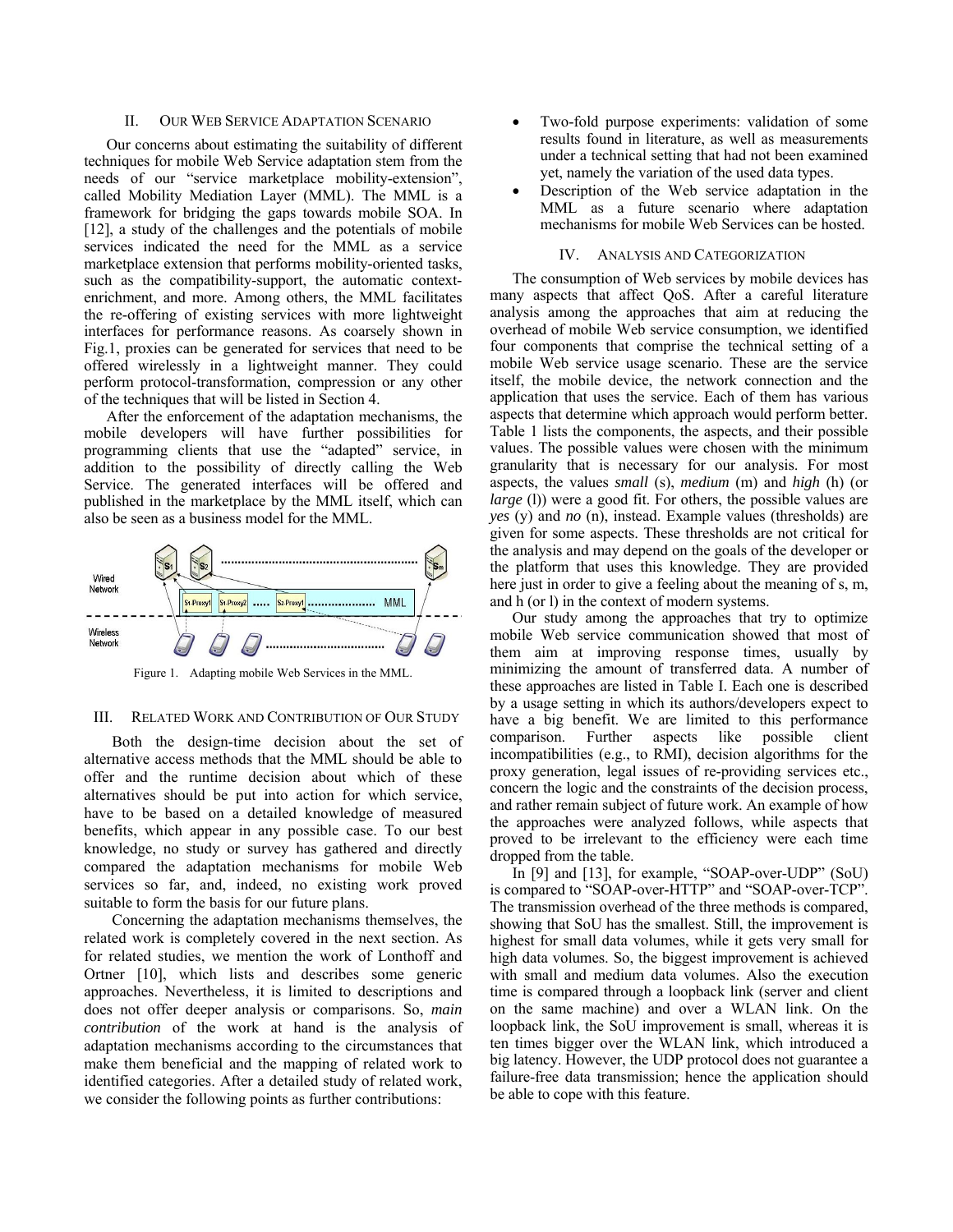## II. Our Web Service Adaptation Scenario

Our concerns about estimating the suitability of different techniques for mobile Web Service adaptation stem from the needs of our "service marketplace mobility-extension", called Mobility Mediation Layer (MML). The MML is a framework for bridging the gaps towards mobile SOA. In [12], a study of the challenges and the potentials of mobile services indicated the need for the MML as a service marketplace extension that performs mobility-oriented tasks, such as the compatibility-support, the automatic context-enrichment, and more. Among others, the MML facilitates the re-offering of existing services with more lightweight interfaces for performance reasons. As coarsely shown in Fig.1, proxies can be generated for services that need to be offered wirelessly in a lightweight manner. They could perform protocol-transformation, compression or any other of the techniques that will be listed in Section 4.

After the enforcement of the adaptation mechanisms, the mobile developers will have further possibilities for programming clients that use the "adapted" service, in addition to the possibility of directly calling the Web Service. The generated interfaces will be offered and published in the marketplace by the MML itself, which can also be seen as a business model for the MML.

Wired Network
S1
S2
Sm
S1-Proxy1
S1-Proxy2
S2-Proxy1
MML
Wireless Network

Figure 1. Adapting mobile Web Services in the MML.

## III. Related Work and Contribution of Our Study

Both the design-time decision about the set of alternative access methods that the MML should be able to offer and the runtime decision about which of these alternatives should be put into action for which service, have to be based on a detailed knowledge of measured benefits, which appear in any possible case. To our best knowledge, no study or survey has gathered and directly compared the adaptation mechanisms for mobile Web services so far, and, indeed, no existing work proved suitable to form the basis for our future plans.

Concerning the adaptation mechanisms themselves, the related work is completely covered in the next section. As for related studies, we mention the work of Lonthoff and Ortner [10], which lists and describes some generic approaches. Nevertheless, it is limited to descriptions and does not offer deeper analysis or comparisons. So, *main contribution* of the work at hand is the analysis of adaptation mechanisms according to the circumstances that make them beneficial and the mapping of related work to identified categories. After a detailed study of related work, we consider the following points as further contributions:

- Two-fold purpose experiments: validation of some results found in literature, as well as measurements under a technical setting that had not been examined yet, namely the variation of the used data types.
- Description of the Web service adaptation in the MML as a future scenario where adaptation mechanisms for mobile Web Services can be hosted.

## IV. Analysis and Categorization

The consumption of Web services by mobile devices has many aspects that affect QoS. After a careful literature analysis among the approaches that aim at reducing the overhead of mobile Web service consumption, we identified four components that comprise the technical setting of a mobile Web service usage scenario. These are the service itself, the mobile device, the network connection and the application that uses the service. Each of them has various aspects that determine which approach would perform better. Table 1 lists the components, the aspects, and their possible values. The possible values were chosen with the minimum granularity that is necessary for our analysis. For most aspects, the values *small* (s), *medium* (m) and *high* (h) (or *large* (l)) were a good fit. For others, the possible values are *yes* (y) and *no* (n), instead. Example values (thresholds) are given for some aspects. These thresholds are not critical for the analysis and may depend on the goals of the developer or the platform that uses this knowledge. They are provided here just in order to give a feeling about the meaning of s, m, and h (or l) in the context of modern systems.

Our study among the approaches that try to optimize mobile Web service communication showed that most of them aim at improving response times, usually by minimizing the amount of transferred data. A number of these approaches are listed in Table I. Each one is described by a usage setting in which its authors/developers expect to have a big benefit. We are limited to this performance comparison. Further aspects like possible client incompatibilities (e.g., to RMI), decision algorithms for the proxy generation, legal issues of re-providing services etc., concern the logic and the constraints of the decision process, and rather remain subject of future work. An example of how the approaches were analyzed follows, while aspects that proved to be irrelevant to the efficiency were each time dropped from the table.

In [9] and [13], for example, "SOAP-over-UDP" (SoU) is compared to "SOAP-over-HTTP" and "SOAP-over-TCP". The transmission overhead of the three methods is compared, showing that SoU has the smallest. Still, the improvement is highest for small data volumes, while it gets very small for high data volumes. So, the biggest improvement is achieved with small and medium data volumes. Also the execution time is compared through a loopback link (server and client on the same machine) and over a WLAN link. On the loopback link, the SoU improvement is small, whereas it is ten times bigger over the WLAN link, which introduced a big latency. However, the UDP protocol does not guarantee a failure-free data transmission; hence the application should be able to cope with this feature.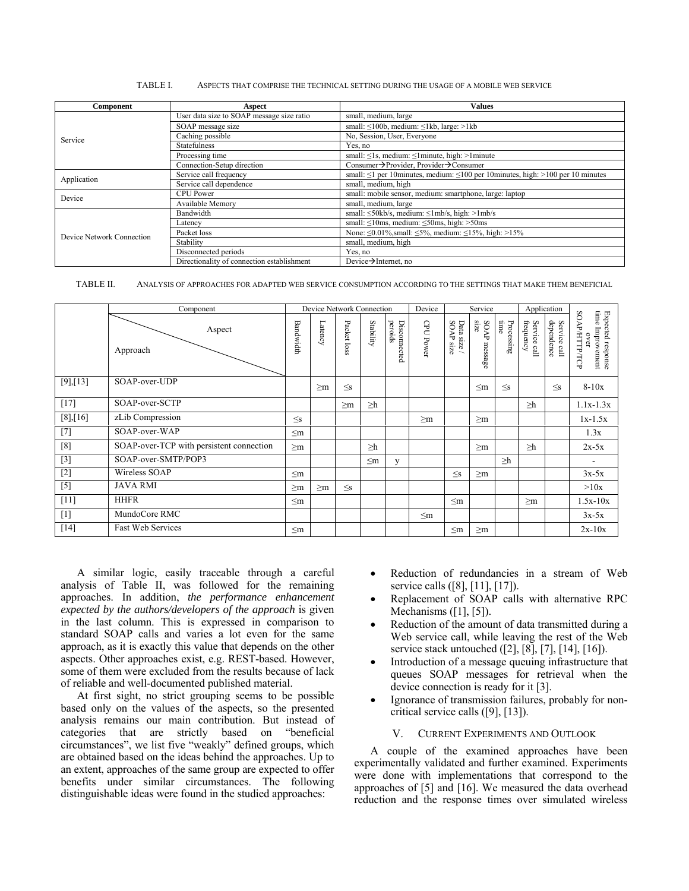TABLE I. ASPECTS THAT COMPRISE THE TECHNICAL SETTING DURING THE USAGE OF A MOBILE WEB SERVICE

| Component | Aspect | Values |
|---|---|---|
| Service | User data size to SOAP message size ratio | small, medium, large |
| | SOAP message size | small: ≤100b, medium: ≤1kb, large: >1kb |
| | Caching possible | No, Session, User, Everyone |
| | Statefulness | Yes, no |
| | Processing time | small: ≤1s, medium: ≤1minute, high: >1minute |
| | Connection-Setup direction | Consumer→Provider, Provider→Consumer |
| Application | Service call frequency | small: ≤1 per 10minutes, medium: ≤100 per 10minutes, high: >100 per 10 minutes |
| | Service call dependence | small, medium, high |
| Device | CPU Power | small: mobile sensor, medium: smartphone, large: laptop |
| | Available Memory | small, medium, large |
| Device Network Connection | Bandwidth | small: ≤50kb/s, medium: ≤1mb/s, high: >1mb/s |
| | Latency | small: ≤10ms, medium: ≤50ms, high: >50ms |
| | Packet loss | None: ≤0.01%,small: ≤5%, medium: ≤15%, high: >15% |
| | Stability | small, medium, high |
| | Disconnected periods | Yes, no |
| | Directionality of connection establishment | Device→Internet, no |

TABLE II. ANALYSIS OF APPROACHES FOR ADAPTED WEB SERVICE CONSUMPTION ACCORDING TO THE SETTINGS THAT MAKE THEM BENEFICIAL

| | Component | Device Network Connection | | | | | Device | Service | | | Application | | Expected response time improvement over SOAP/HTTP/TCP |
|---|---|---|---|---|---|---|---|---|---|---|---|---|---|
| | Aspect / Approach | Bandwidth | Latency | Packet loss | Stability | Disconnected periods | CPU Power | Data size / SOAP size | SOAP message size | Processing time | Service call frequency | Service call dependence | |
| [9],[13] | SOAP-over-UDP | | ≥m | ≤s | | | | | ≤m | ≤s | | ≤s | 8-10x |
| [17] | SOAP-over-SCTP | | | ≥m | ≥h | | | | | | ≥h | | 1.1x-1.3x |
| [8],[16] | zLib Compression | ≤s | | | | | ≥m | | ≥m | | | | 1x-1.5x |
| [7] | SOAP-over-WAP | ≤m | | | | | | | | | | | 1.3x |
| [8] | SOAP-over-TCP with persistent connection | ≥m | | | ≥h | | | | ≥m | | ≥h | | 2x-5x |
| [3] | SOAP-over-SMTP/POP3 | | | | ≤m | y | | | | ≥h | | | - |
| [2] | Wireless SOAP | ≤m | | | | | | ≤s | ≥m | | | | 3x-5x |
| [5] | JAVA RMI | ≥m | ≥m | ≤s | | | | | | | | | >10x |
| [11] | HHFR | ≤m | | | | | | ≤m | | | ≥m | | 1.5x-10x |
| [1] | MundoCore RMC | | | | | | ≤m | | | | | | 3x-5x |
| [14] | Fast Web Services | ≤m | | | | | | ≤m | ≥m | | | | 2x-10x |

A similar logic, easily traceable through a careful analysis of Table II, was followed for the remaining approaches. In addition, *the performance enhancement expected by the authors/developers of the approach* is given in the last column. This is expressed in comparison to standard SOAP calls and varies a lot even for the same approach, as it is exactly this value that depends on the other aspects. Other approaches exist, e.g. REST-based. However, some of them were excluded from the results because of lack of reliable and well-documented published material.

At first sight, no strict grouping seems to be possible based only on the values of the aspects, so the presented analysis remains our main contribution. But instead of categories that are strictly based on "beneficial circumstances", we list five "weakly" defined groups, which are obtained based on the ideas behind the approaches. Up to an extent, approaches of the same group are expected to offer benefits under similar circumstances. The following distinguishable ideas were found in the studied approaches:

- Reduction of redundancies in a stream of Web service calls ([8], [11], [17]).
- Replacement of SOAP calls with alternative RPC Mechanisms ([1], [5]).
- Reduction of the amount of data transmitted during a Web service call, while leaving the rest of the Web service stack untouched ([2], [8], [7], [14], [16]).
- Introduction of a message queuing infrastructure that queues SOAP messages for retrieval when the device connection is ready for it [3].
- Ignorance of transmission failures, probably for non-critical service calls ([9], [13]).

## V. CURRENT EXPERIMENTS AND OUTLOOK

A couple of the examined approaches have been experimentally validated and further examined. Experiments were done with implementations that correspond to the approaches of [5] and [16]. We measured the data overhead reduction and the response times over simulated wireless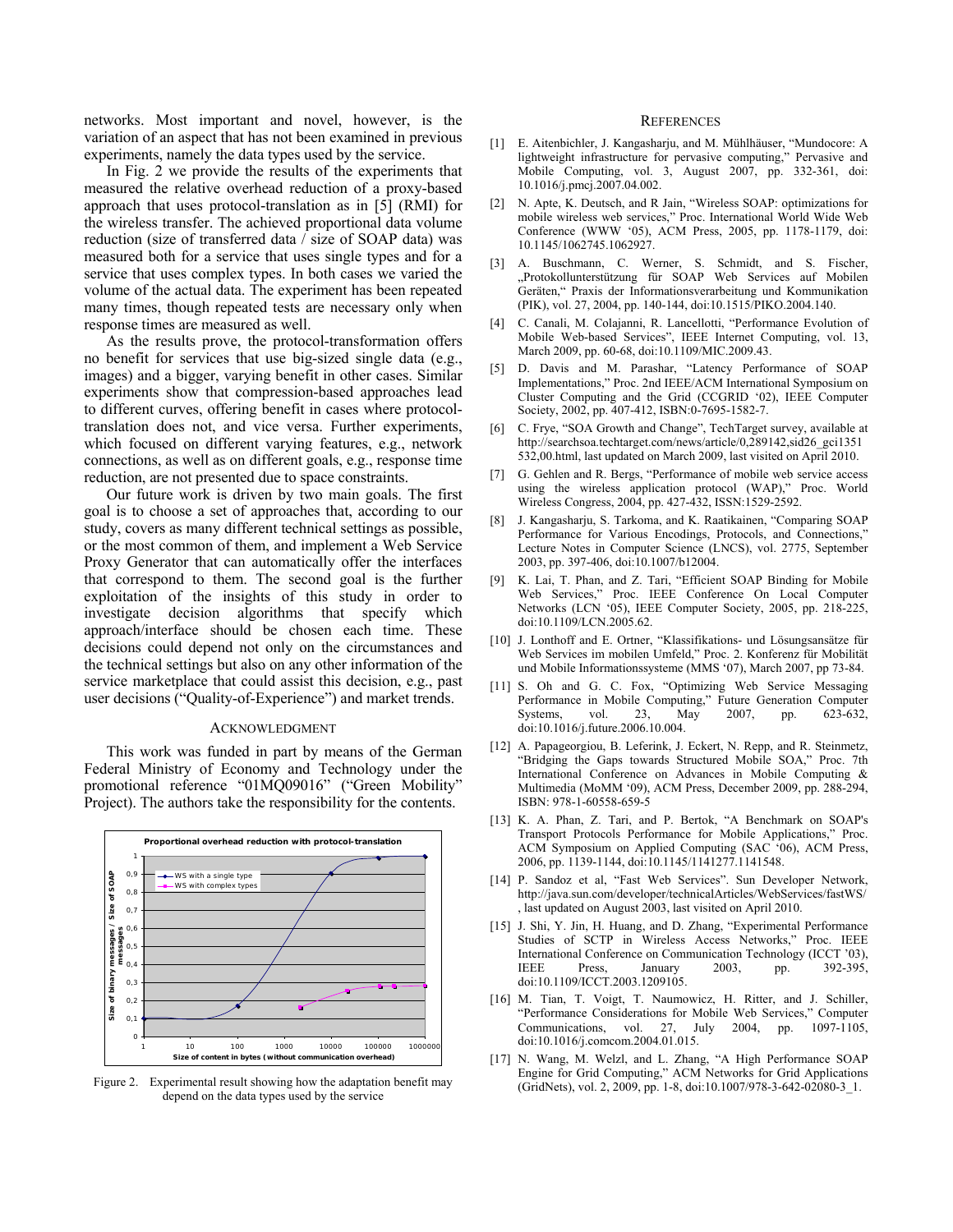networks. Most important and novel, however, is the variation of an aspect that has not been examined in previous experiments, namely the data types used by the service.

In Fig. 2 we provide the results of the experiments that measured the relative overhead reduction of a proxy-based approach that uses protocol-translation as in [5] (RMI) for the wireless transfer. The achieved proportional data volume reduction (size of transferred data / size of SOAP data) was measured both for a service that uses single types and for a service that uses complex types. In both cases we varied the volume of the actual data. The experiment has been repeated many times, though repeated tests are necessary only when response times are measured as well.

As the results prove, the protocol-transformation offers no benefit for services that use big-sized single data (e.g., images) and a bigger, varying benefit in other cases. Similar experiments show that compression-based approaches lead to different curves, offering benefit in cases where protocol-translation does not, and vice versa. Further experiments, which focused on different varying features, e.g., network connections, as well as on different goals, e.g., response time reduction, are not presented due to space constraints.

Our future work is driven by two main goals. The first goal is to choose a set of approaches that, according to our study, covers as many different technical settings as possible, or the most common of them, and implement a Web Service Proxy Generator that can automatically offer the interfaces that correspond to them. The second goal is the further exploitation of the insights of this study in order to investigate decision algorithms that specify which approach/interface should be chosen each time. These decisions could depend not only on the circumstances and the technical settings but also on any other information of the service marketplace that could assist this decision, e.g., past user decisions ("Quality-of-Experience") and market trends.

## ACKNOWLEDGMENT

This work was funded in part by means of the German Federal Ministry of Economy and Technology under the promotional reference "01MQ09016" ("Green Mobility" Project). The authors take the responsibility for the contents.

Proportional overhead reduction with protocol-translation

Size of binary messages / Size of SOAP messages

Size of content in bytes (without communication overhead)

WS with a single type

WS with complex types

0, 0,1, 0,2, 0,3, 0,4, 0,5, 0,6, 0,7, 0,8, 0,9, 1

1, 10, 100, 1000, 10000, 100000, 1000000

Figure 2. Experimental result showing how the adaptation benefit may depend on the data types used by the service

## REFERENCES

[1] E. Aitenbichler, J. Kangasharju, and M. Mühlhäuser, "Mundocore: A lightweight infrastructure for pervasive computing," Pervasive and Mobile Computing, vol. 3, August 2007, pp. 332-361, doi: 10.1016/j.pmcj.2007.04.002.

[2] N. Apte, K. Deutsch, and R Jain, "Wireless SOAP: optimizations for mobile wireless web services," Proc. International World Wide Web Conference (WWW '05), ACM Press, 2005, pp. 1178-1179, doi: 10.1145/1062745.1062927.

[3] A. Buschmann, C. Werner, S. Schmidt, and S. Fischer, „Protokollunterstützung für SOAP Web Services auf Mobilen Geräten," Praxis der Informationsverarbeitung und Kommunikation (PIK), vol. 27, 2004, pp. 140-144, doi:10.1515/PIKO.2004.140.

[4] C. Canali, M. Colajanni, R. Lancellotti, "Performance Evolution of Mobile Web-based Services", IEEE Internet Computing, vol. 13, March 2009, pp. 60-68, doi:10.1109/MIC.2009.43.

[5] D. Davis and M. Parashar, "Latency Performance of SOAP Implementations," Proc. 2nd IEEE/ACM International Symposium on Cluster Computing and the Grid (CCGRID '02), IEEE Computer Society, 2002, pp. 407-412, ISBN:0-7695-1582-7.

[6] C. Frye, "SOA Growth and Change", TechTarget survey, available at http://searchsoa.techtarget.com/news/article/0,289142,sid26_gci1351532,00.html, last updated on March 2009, last visited on April 2010.

[7] G. Gehlen and R. Bergs, "Performance of mobile web service access using the wireless application protocol (WAP)," Proc. World Wireless Congress, 2004, pp. 427-432, ISSN:1529-2592.

[8] J. Kangasharju, S. Tarkoma, and K. Raatikainen, "Comparing SOAP Performance for Various Encodings, Protocols, and Connections," Lecture Notes in Computer Science (LNCS), vol. 2775, September 2003, pp. 397-406, doi:10.1007/b12004.

[9] K. Lai, T. Phan, and Z. Tari, "Efficient SOAP Binding for Mobile Web Services," Proc. IEEE Conference On Local Computer Networks (LCN '05), IEEE Computer Society, 2005, pp. 218-225, doi:10.1109/LCN.2005.62.

[10] J. Lonthoff and E. Ortner, "Klassifikations- und Lösungsansätze für Web Services im mobilen Umfeld," Proc. 2. Konferenz für Mobilität und Mobile Informationssysteme (MMS '07), March 2007, pp 73-84.

[11] S. Oh and G. C. Fox, "Optimizing Web Service Messaging Performance in Mobile Computing," Future Generation Computer Systems, vol. 23, May 2007, pp. 623-632, doi:10.1016/j.future.2006.10.004.

[12] A. Papageorgiou, B. Leferink, J. Eckert, N. Repp, and R. Steinmetz, "Bridging the Gaps towards Structured Mobile SOA," Proc. 7th International Conference on Advances in Mobile Computing & Multimedia (MoMM '09), ACM Press, December 2009, pp. 288-294, ISBN: 978-1-60558-659-5

[13] K. A. Phan, Z. Tari, and P. Bertok, "A Benchmark on SOAP's Transport Protocols Performance for Mobile Applications," Proc. ACM Symposium on Applied Computing (SAC '06), ACM Press, 2006, pp. 1139-1144, doi:10.1145/1141277.1141548.

[14] P. Sandoz et al, "Fast Web Services". Sun Developer Network, http://java.sun.com/developer/technicalArticles/WebServices/fastWS/ , last updated on August 2003, last visited on April 2010.

[15] J. Shi, Y. Jin, H. Huang, and D. Zhang, "Experimental Performance Studies of SCTP in Wireless Access Networks," Proc. IEEE International Conference on Communication Technology (ICCT '03), IEEE Press, January 2003, pp. 392-395, doi:10.1109/ICCT.2003.1209105.

[16] M. Tian, T. Voigt, T. Naumowicz, H. Ritter, and J. Schiller, "Performance Considerations for Mobile Web Services," Computer Communications, vol. 27, July 2004, pp. 1097-1105, doi:10.1016/j.comcom.2004.01.015.

[17] N. Wang, M. Welzl, and L. Zhang, "A High Performance SOAP Engine for Grid Computing," ACM Networks for Grid Applications (GridNets), vol. 2, 2009, pp. 1-8, doi:10.1007/978-3-642-02080-3_1.